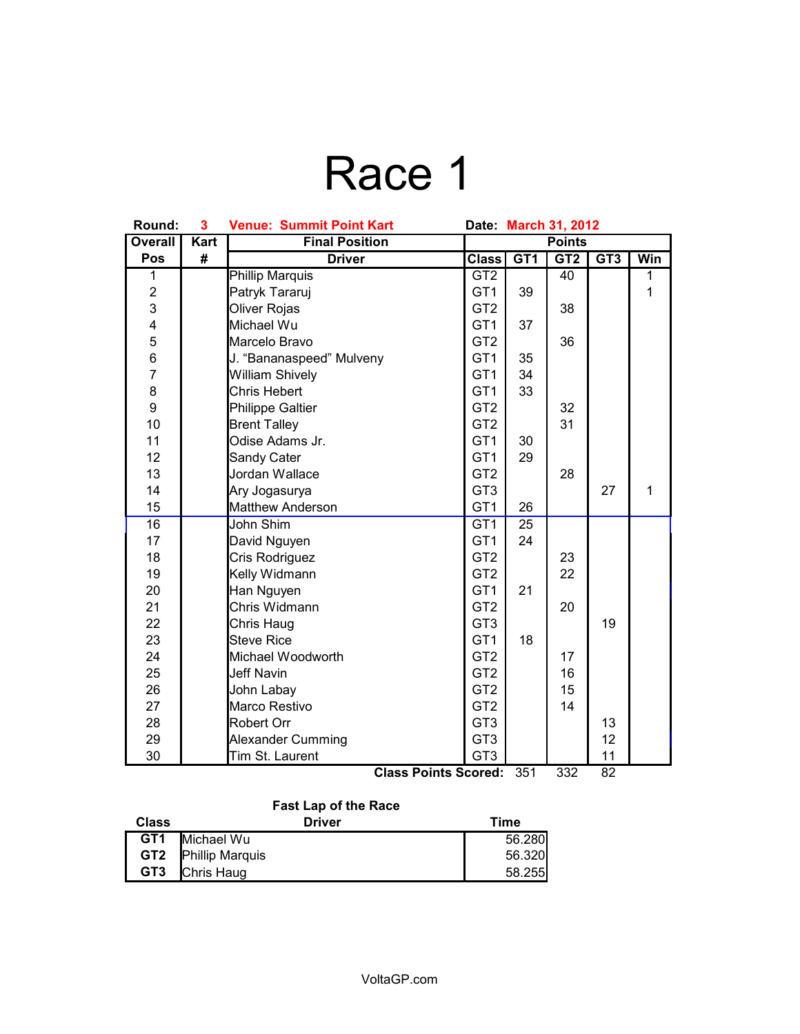# Race 1

**Round:** 3 **Venue: Summit Point Kart** **Date:** March 31, 2012

| Overall Pos | Kart # | Final Position Driver | Class | GT1 | GT2 | GT3 | Win |
|---|---|---|---|---|---|---|---|
| 1 | | Phillip Marquis | GT2 | | 40 | | 1 |
| 2 | | Patryk Tararuj | GT1 | 39 | | | 1 |
| 3 | | Oliver Rojas | GT2 | | 38 | | |
| 4 | | Michael Wu | GT1 | 37 | | | |
| 5 | | Marcelo Bravo | GT2 | | 36 | | |
| 6 | | J. “Bananaspeed” Mulveny | GT1 | 35 | | | |
| 7 | | William Shively | GT1 | 34 | | | |
| 8 | | Chris Hebert | GT1 | 33 | | | |
| 9 | | Philippe Galtier | GT2 | | 32 | | |
| 10 | | Brent Talley | GT2 | | 31 | | |
| 11 | | Odise Adams Jr. | GT1 | 30 | | | |
| 12 | | Sandy Cater | GT1 | 29 | | | |
| 13 | | Jordan Wallace | GT2 | | 28 | | |
| 14 | | Ary Jogasurya | GT3 | | | 27 | 1 |
| 15 | | Matthew Anderson | GT1 | 26 | | | |
| 16 | | John Shim | GT1 | 25 | | | |
| 17 | | David Nguyen | GT1 | 24 | | | |
| 18 | | Cris Rodriguez | GT2 | | 23 | | |
| 19 | | Kelly Widmann | GT2 | | 22 | | |
| 20 | | Han Nguyen | GT1 | 21 | | | |
| 21 | | Chris Widmann | GT2 | | 20 | | |
| 22 | | Chris Haug | GT3 | | | 19 | |
| 23 | | Steve Rice | GT1 | 18 | | | |
| 24 | | Michael Woodworth | GT2 | | 17 | | |
| 25 | | Jeff Navin | GT2 | | 16 | | |
| 26 | | John Labay | GT2 | | 15 | | |
| 27 | | Marco Restivo | GT2 | | 14 | | |
| 28 | | Robert Orr | GT3 | | | 13 | |
| 29 | | Alexander Cumming | GT3 | | | 12 | |
| 30 | | Tim St. Laurent | GT3 | | | 11 | |
| | | | **Class Points Scored:** | 351 | 332 | 82 | |

**Fast Lap of the Race**

| Class | Driver | Time |
|---|---|---|
| **GT1** | Michael Wu | 56.280 |
| **GT2** | Phillip Marquis | 56.320 |
| **GT3** | Chris Haug | 58.255 |

VoltaGP.com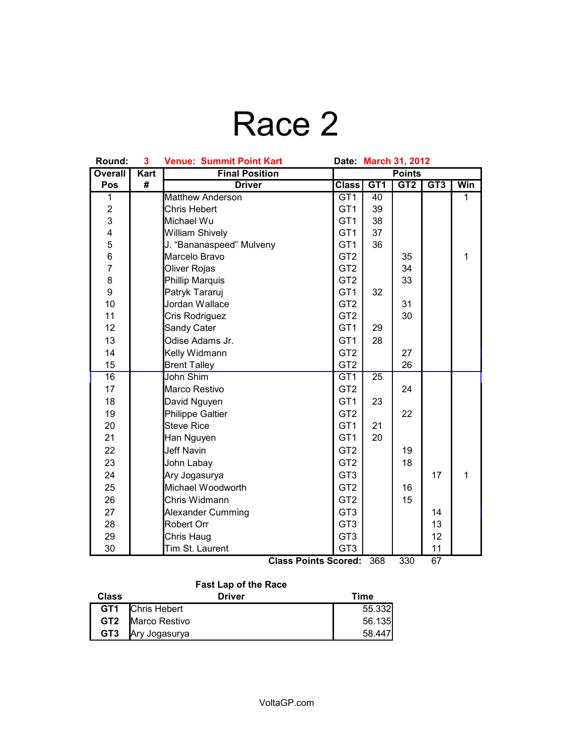# Race 2

**Round:** 3 **Venue: Summit Point Kart** **Date: March 31, 2012**

| Overall Pos | Kart # | Final Position Driver | Class | GT1 | GT2 | GT3 | Win |
|---|---|---|---|---|---|---|---|
| 1 | | Matthew Anderson | GT1 | 40 | | | 1 |
| 2 | | Chris Hebert | GT1 | 39 | | | |
| 3 | | Michael Wu | GT1 | 38 | | | |
| 4 | | William Shively | GT1 | 37 | | | |
| 5 | | J. "Bananaspeed" Mulveny | GT1 | 36 | | | |
| 6 | | Marcelo Bravo | GT2 | | 35 | | 1 |
| 7 | | Oliver Rojas | GT2 | | 34 | | |
| 8 | | Phillip Marquis | GT2 | | 33 | | |
| 9 | | Patryk Tararuj | GT1 | 32 | | | |
| 10 | | Jordan Wallace | GT2 | | 31 | | |
| 11 | | Cris Rodriguez | GT2 | | 30 | | |
| 12 | | Sandy Cater | GT1 | 29 | | | |
| 13 | | Odise Adams Jr. | GT1 | 28 | | | |
| 14 | | Kelly Widmann | GT2 | | 27 | | |
| 15 | | Brent Talley | GT2 | | 26 | | |
| 16 | | John Shim | GT1 | 25 | | | |
| 17 | | Marco Restivo | GT2 | | 24 | | |
| 18 | | David Nguyen | GT1 | 23 | | | |
| 19 | | Philippe Galtier | GT2 | | 22 | | |
| 20 | | Steve Rice | GT1 | 21 | | | |
| 21 | | Han Nguyen | GT1 | 20 | | | |
| 22 | | Jeff Navin | GT2 | | 19 | | |
| 23 | | John Labay | GT2 | | 18 | | |
| 24 | | Ary Jogasurya | GT3 | | | 17 | 1 |
| 25 | | Michael Woodworth | GT2 | | 16 | | |
| 26 | | Chris Widmann | GT2 | | 15 | | |
| 27 | | Alexander Cumming | GT3 | | | 14 | |
| 28 | | Robert Orr | GT3 | | | 13 | |
| 29 | | Chris Haug | GT3 | | | 12 | |
| 30 | | Tim St. Laurent | GT3 | | | 11 | |
| | | | **Class Points Scored:** | 368 | 330 | 67 | |

**Fast Lap of the Race**

| Class | Driver | Time |
|---|---|---|
| **GT1** | Chris Hebert | 55.332 |
| **GT2** | Marco Restivo | 56.135 |
| **GT3** | Ary Jogasurya | 58.447 |

VoltaGP.com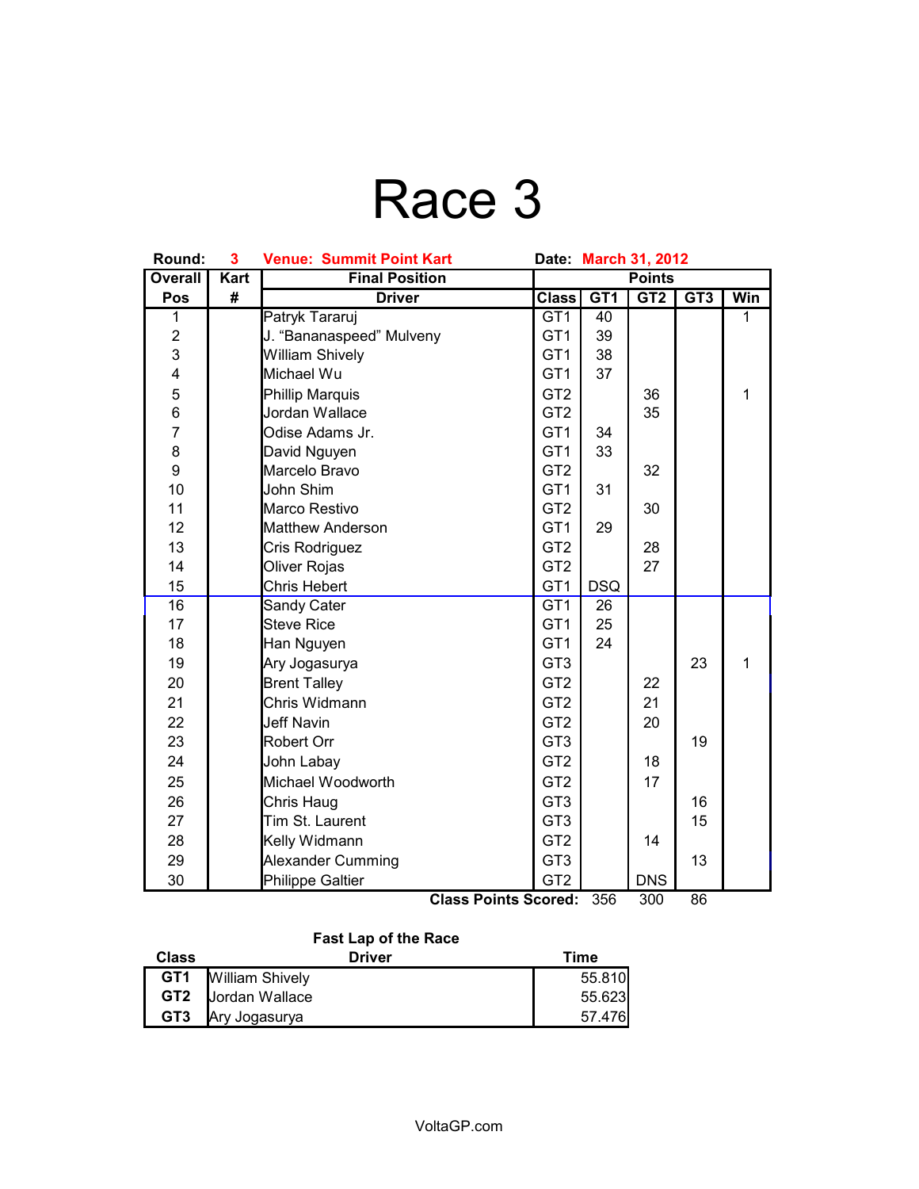# Race 3

**Round:** 3 **Venue: Summit Point Kart** **Date:** March 31, 2012

| Overall Pos | Kart # | Final Position Driver | Class | GT1 | GT2 | GT3 | Win |
|---|---|---|---|---|---|---|---|
| 1 | | Patryk Tararuj | GT1 | 40 | | | 1 |
| 2 | | J. “Bananaspeed” Mulveny | GT1 | 39 | | | |
| 3 | | William Shively | GT1 | 38 | | | |
| 4 | | Michael Wu | GT1 | 37 | | | |
| 5 | | Phillip Marquis | GT2 | | 36 | | 1 |
| 6 | | Jordan Wallace | GT2 | | 35 | | |
| 7 | | Odise Adams Jr. | GT1 | 34 | | | |
| 8 | | David Nguyen | GT1 | 33 | | | |
| 9 | | Marcelo Bravo | GT2 | | 32 | | |
| 10 | | John Shim | GT1 | 31 | | | |
| 11 | | Marco Restivo | GT2 | | 30 | | |
| 12 | | Matthew Anderson | GT1 | 29 | | | |
| 13 | | Cris Rodriguez | GT2 | | 28 | | |
| 14 | | Oliver Rojas | GT2 | | 27 | | |
| 15 | | Chris Hebert | GT1 | DSQ | | | |
| 16 | | Sandy Cater | GT1 | 26 | | | |
| 17 | | Steve Rice | GT1 | 25 | | | |
| 18 | | Han Nguyen | GT1 | 24 | | | |
| 19 | | Ary Jogasurya | GT3 | | | 23 | 1 |
| 20 | | Brent Talley | GT2 | | 22 | | |
| 21 | | Chris Widmann | GT2 | | 21 | | |
| 22 | | Jeff Navin | GT2 | | 20 | | |
| 23 | | Robert Orr | GT3 | | | 19 | |
| 24 | | John Labay | GT2 | | 18 | | |
| 25 | | Michael Woodworth | GT2 | | 17 | | |
| 26 | | Chris Haug | GT3 | | | 16 | |
| 27 | | Tim St. Laurent | GT3 | | | 15 | |
| 28 | | Kelly Widmann | GT2 | | 14 | | |
| 29 | | Alexander Cumming | GT3 | | | 13 | |
| 30 | | Philippe Galtier | GT2 | | DNS | | |
| | | | **Class Points Scored:** | 356 | 300 | 86 | |

**Fast Lap of the Race**

| Class | Driver | Time |
|---|---|---|
| **GT1** | William Shively | 55.810 |
| **GT2** | Jordan Wallace | 55.623 |
| **GT3** | Ary Jogasurya | 57.476 |

VoltaGP.com